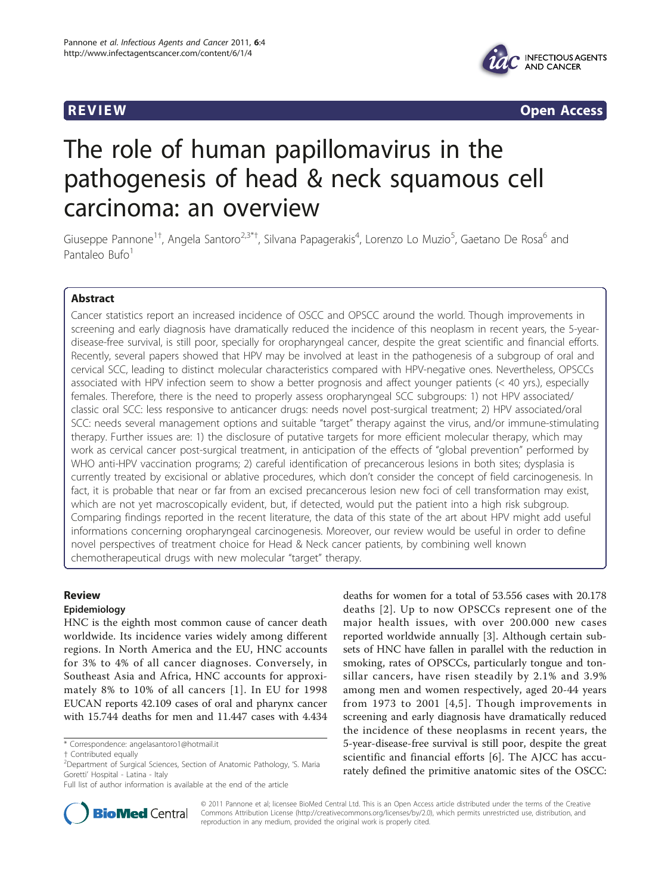REVIEW Open Access

# The role of human papillomavirus in the pathogenesis of head & neck squamous cell carcinoma: an overview

Giuseppe Pannone[1†], Angela Santoro[2,3*†], Silvana Papagerakis[4], Lorenzo Lo Muzio[5], Gaetano De Rosa[6] and Pantaleo Bufo[1]

## Abstract

Cancer statistics report an increased incidence of OSCC and OPSCC around the world. Though improvements in screening and early diagnosis have dramatically reduced the incidence of this neoplasm in recent years, the 5-year-disease-free survival, is still poor, specially for oropharyngeal cancer, despite the great scientific and financial efforts. Recently, several papers showed that HPV may be involved at least in the pathogenesis of a subgroup of oral and cervical SCC, leading to distinct molecular characteristics compared with HPV-negative ones. Nevertheless, OPSCCs associated with HPV infection seem to show a better prognosis and affect younger patients (< 40 yrs.), especially females. Therefore, there is the need to properly assess oropharyngeal SCC subgroups: 1) not HPV associated/classic oral SCC: less responsive to anticancer drugs: needs novel post-surgical treatment; 2) HPV associated/oral SCC: needs several management options and suitable "target" therapy against the virus, and/or immune-stimulating therapy. Further issues are: 1) the disclosure of putative targets for more efficient molecular therapy, which may work as cervical cancer post-surgical treatment, in anticipation of the effects of "global prevention" performed by WHO anti-HPV vaccination programs; 2) careful identification of precancerous lesions in both sites; dysplasia is currently treated by excisional or ablative procedures, which don't consider the concept of field carcinogenesis. In fact, it is probable that near or far from an excised precancerous lesion new foci of cell transformation may exist, which are not yet macroscopically evident, but, if detected, would put the patient into a high risk subgroup. Comparing findings reported in the recent literature, the data of this state of the art about HPV might add useful informations concerning oropharyngeal carcinogenesis. Moreover, our review would be useful in order to define novel perspectives of treatment choice for Head & Neck cancer patients, by combining well known chemotherapeutical drugs with new molecular "target" therapy.

## Review

### Epidemiology

HNC is the eighth most common cause of cancer death worldwide. Its incidence varies widely among different regions. In North America and the EU, HNC accounts for 3% to 4% of all cancer diagnoses. Conversely, in Southeast Asia and Africa, HNC accounts for approximately 8% to 10% of all cancers [1]. In EU for 1998 EUCAN reports 42.109 cases of oral and pharynx cancer with 15.744 deaths for men and 11.447 cases with 4.434 deaths for women for a total of 53.556 cases with 20.178 deaths [2]. Up to now OPSCCs represent one of the major health issues, with over 200.000 new cases reported worldwide annually [3]. Although certain subsets of HNC have fallen in parallel with the reduction in smoking, rates of OPSCCs, particularly tongue and tonsillar cancers, have risen steadily by 2.1% and 3.9% among men and women respectively, aged 20-44 years from 1973 to 2001 [4,5]. Though improvements in screening and early diagnosis have dramatically reduced the incidence of these neoplasms in recent years, the 5-year-disease-free survival is still poor, despite the great scientific and financial efforts [6]. The AJCC has accurately defined the primitive anatomic sites of the OSCC:

* Correspondence: angelasantoro1@hotmail.it
† Contributed equally
[2]Department of Surgical Sciences, Section of Anatomic Pathology, 'S. Maria Goretti' Hospital - Latina - Italy
Full list of author information is available at the end of the article

© 2011 Pannone et al; licensee BioMed Central Ltd. This is an Open Access article distributed under the terms of the Creative Commons Attribution License (http://creativecommons.org/licenses/by/2.0), which permits unrestricted use, distribution, and reproduction in any medium, provided the original work is properly cited.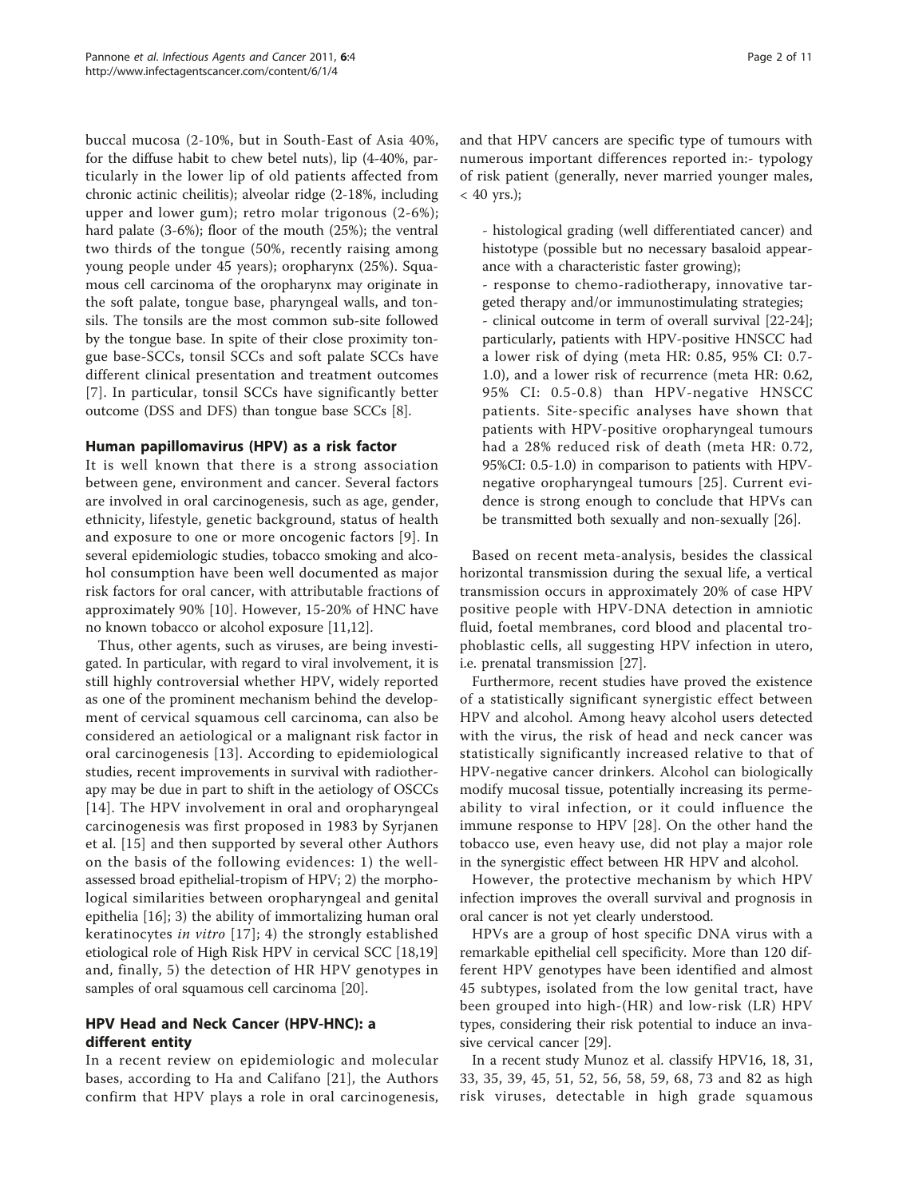buccal mucosa (2-10%, but in South-East of Asia 40%, for the diffuse habit to chew betel nuts), lip (4-40%, particularly in the lower lip of old patients affected from chronic actinic cheilitis); alveolar ridge (2-18%, including upper and lower gum); retro molar trigonous (2-6%); hard palate (3-6%); floor of the mouth (25%); the ventral two thirds of the tongue (50%, recently raising among young people under 45 years); oropharynx (25%). Squamous cell carcinoma of the oropharynx may originate in the soft palate, tongue base, pharyngeal walls, and tonsils. The tonsils are the most common sub-site followed by the tongue base. In spite of their close proximity tongue base-SCCs, tonsil SCCs and soft palate SCCs have different clinical presentation and treatment outcomes [7]. In particular, tonsil SCCs have significantly better outcome (DSS and DFS) than tongue base SCCs [8].

## Human papillomavirus (HPV) as a risk factor

It is well known that there is a strong association between gene, environment and cancer. Several factors are involved in oral carcinogenesis, such as age, gender, ethnicity, lifestyle, genetic background, status of health and exposure to one or more oncogenic factors [9]. In several epidemiologic studies, tobacco smoking and alcohol consumption have been well documented as major risk factors for oral cancer, with attributable fractions of approximately 90% [10]. However, 15-20% of HNC have no known tobacco or alcohol exposure [11,12].

Thus, other agents, such as viruses, are being investigated. In particular, with regard to viral involvement, it is still highly controversial whether HPV, widely reported as one of the prominent mechanism behind the development of cervical squamous cell carcinoma, can also be considered an aetiological or a malignant risk factor in oral carcinogenesis [13]. According to epidemiological studies, recent improvements in survival with radiotherapy may be due in part to shift in the aetiology of OSCCs [14]. The HPV involvement in oral and oropharyngeal carcinogenesis was first proposed in 1983 by Syrjanen et al. [15] and then supported by several other Authors on the basis of the following evidences: 1) the well-assessed broad epithelial-tropism of HPV; 2) the morphological similarities between oropharyngeal and genital epithelia [16]; 3) the ability of immortalizing human oral keratinocytes *in vitro* [17]; 4) the strongly established etiological role of High Risk HPV in cervical SCC [18,19] and, finally, 5) the detection of HR HPV genotypes in samples of oral squamous cell carcinoma [20].

## HPV Head and Neck Cancer (HPV-HNC): a different entity

In a recent review on epidemiologic and molecular bases, according to Ha and Califano [21], the Authors confirm that HPV plays a role in oral carcinogenesis, and that HPV cancers are specific type of tumours with numerous important differences reported in:- typology of risk patient (generally, never married younger males, < 40 yrs.);

- histological grading (well differentiated cancer) and histotype (possible but no necessary basaloid appearance with a characteristic faster growing);
- response to chemo-radiotherapy, innovative targeted therapy and/or immunostimulating strategies;
- clinical outcome in term of overall survival [22-24]; particularly, patients with HPV-positive HNSCC had a lower risk of dying (meta HR: 0.85, 95% CI: 0.7-1.0), and a lower risk of recurrence (meta HR: 0.62, 95% CI: 0.5-0.8) than HPV-negative HNSCC patients. Site-specific analyses have shown that patients with HPV-positive oropharyngeal tumours had a 28% reduced risk of death (meta HR: 0.72, 95%CI: 0.5-1.0) in comparison to patients with HPV-negative oropharyngeal tumours [25]. Current evidence is strong enough to conclude that HPVs can be transmitted both sexually and non-sexually [26].

Based on recent meta-analysis, besides the classical horizontal transmission during the sexual life, a vertical transmission occurs in approximately 20% of case HPV positive people with HPV-DNA detection in amniotic fluid, foetal membranes, cord blood and placental trophoblastic cells, all suggesting HPV infection in utero, i.e. prenatal transmission [27].

Furthermore, recent studies have proved the existence of a statistically significant synergistic effect between HPV and alcohol. Among heavy alcohol users detected with the virus, the risk of head and neck cancer was statistically significantly increased relative to that of HPV-negative cancer drinkers. Alcohol can biologically modify mucosal tissue, potentially increasing its permeability to viral infection, or it could influence the immune response to HPV [28]. On the other hand the tobacco use, even heavy use, did not play a major role in the synergistic effect between HR HPV and alcohol.

However, the protective mechanism by which HPV infection improves the overall survival and prognosis in oral cancer is not yet clearly understood.

HPVs are a group of host specific DNA virus with a remarkable epithelial cell specificity. More than 120 different HPV genotypes have been identified and almost 45 subtypes, isolated from the low genital tract, have been grouped into high-(HR) and low-risk (LR) HPV types, considering their risk potential to induce an invasive cervical cancer [29].

In a recent study Munoz et al. classify HPV16, 18, 31, 33, 35, 39, 45, 51, 52, 56, 58, 59, 68, 73 and 82 as high risk viruses, detectable in high grade squamous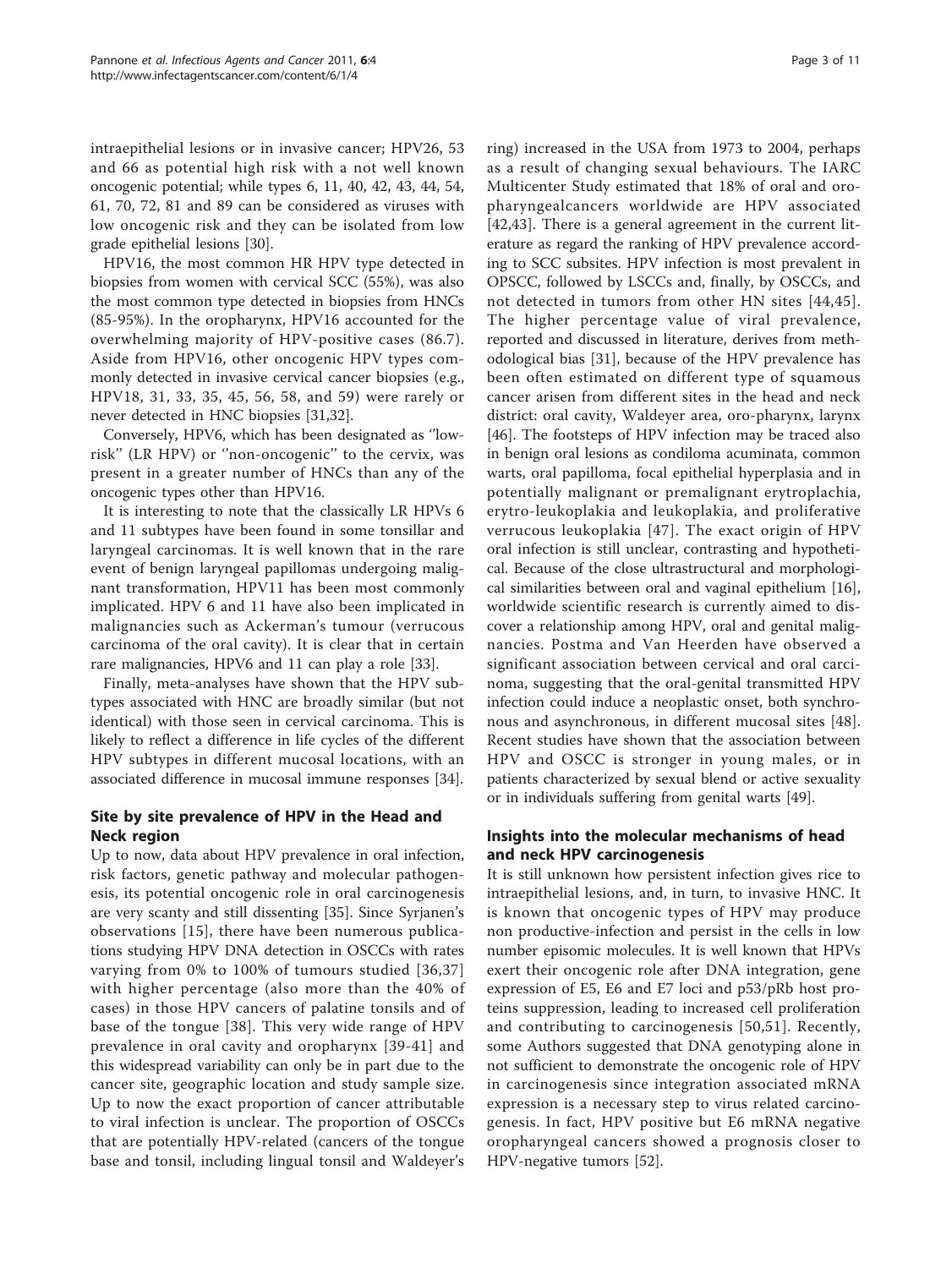intraepithelial lesions or in invasive cancer; HPV26, 53 and 66 as potential high risk with a not well known oncogenic potential; while types 6, 11, 40, 42, 43, 44, 54, 61, 70, 72, 81 and 89 can be considered as viruses with low oncogenic risk and they can be isolated from low grade epithelial lesions [30].

HPV16, the most common HR HPV type detected in biopsies from women with cervical SCC (55%), was also the most common type detected in biopsies from HNCs (85-95%). In the oropharynx, HPV16 accounted for the overwhelming majority of HPV-positive cases (86.7). Aside from HPV16, other oncogenic HPV types commonly detected in invasive cervical cancer biopsies (e.g., HPV18, 31, 33, 35, 45, 56, 58, and 59) were rarely or never detected in HNC biopsies [31,32].

Conversely, HPV6, which has been designated as ''low-risk'' (LR HPV) or ''non-oncogenic'' to the cervix, was present in a greater number of HNCs than any of the oncogenic types other than HPV16.

It is interesting to note that the classically LR HPVs 6 and 11 subtypes have been found in some tonsillar and laryngeal carcinomas. It is well known that in the rare event of benign laryngeal papillomas undergoing malignant transformation, HPV11 has been most commonly implicated. HPV 6 and 11 have also been implicated in malignancies such as Ackerman's tumour (verrucous carcinoma of the oral cavity). It is clear that in certain rare malignancies, HPV6 and 11 can play a role [33].

Finally, meta-analyses have shown that the HPV subtypes associated with HNC are broadly similar (but not identical) with those seen in cervical carcinoma. This is likely to reflect a difference in life cycles of the different HPV subtypes in different mucosal locations, with an associated difference in mucosal immune responses [34].

## Site by site prevalence of HPV in the Head and Neck region

Up to now, data about HPV prevalence in oral infection, risk factors, genetic pathway and molecular pathogenesis, its potential oncogenic role in oral carcinogenesis are very scanty and still dissenting [35]. Since Syrjanen's observations [15], there have been numerous publications studying HPV DNA detection in OSCCs with rates varying from 0% to 100% of tumours studied [36,37] with higher percentage (also more than the 40% of cases) in those HPV cancers of palatine tonsils and of base of the tongue [38]. This very wide range of HPV prevalence in oral cavity and oropharynx [39-41] and this widespread variability can only be in part due to the cancer site, geographic location and study sample size. Up to now the exact proportion of cancer attributable to viral infection is unclear. The proportion of OSCCs that are potentially HPV-related (cancers of the tongue base and tonsil, including lingual tonsil and Waldeyer's ring) increased in the USA from 1973 to 2004, perhaps as a result of changing sexual behaviours. The IARC Multicenter Study estimated that 18% of oral and oropharyngealcancers worldwide are HPV associated [42,43]. There is a general agreement in the current literature as regard the ranking of HPV prevalence according to SCC subsites. HPV infection is most prevalent in OPSCC, followed by LSCCs and, finally, by OSCCs, and not detected in tumors from other HN sites [44,45]. The higher percentage value of viral prevalence, reported and discussed in literature, derives from methodological bias [31], because of the HPV prevalence has been often estimated on different type of squamous cancer arisen from different sites in the head and neck district: oral cavity, Waldeyer area, oro-pharynx, larynx [46]. The footsteps of HPV infection may be traced also in benign oral lesions as condiloma acuminata, common warts, oral papilloma, focal epithelial hyperplasia and in potentially malignant or premalignant erytroplachia, erytro-leukoplakia and leukoplakia, and proliferative verrucous leukoplakia [47]. The exact origin of HPV oral infection is still unclear, contrasting and hypothetical. Because of the close ultrastructural and morphological similarities between oral and vaginal epithelium [16], worldwide scientific research is currently aimed to discover a relationship among HPV, oral and genital malignancies. Postma and Van Heerden have observed a significant association between cervical and oral carcinoma, suggesting that the oral-genital transmitted HPV infection could induce a neoplastic onset, both synchronous and asynchronous, in different mucosal sites [48]. Recent studies have shown that the association between HPV and OSCC is stronger in young males, or in patients characterized by sexual blend or active sexuality or in individuals suffering from genital warts [49].

## Insights into the molecular mechanisms of head and neck HPV carcinogenesis

It is still unknown how persistent infection gives rice to intraepithelial lesions, and, in turn, to invasive HNC. It is known that oncogenic types of HPV may produce non productive-infection and persist in the cells in low number episomic molecules. It is well known that HPVs exert their oncogenic role after DNA integration, gene expression of E5, E6 and E7 loci and p53/pRb host proteins suppression, leading to increased cell proliferation and contributing to carcinogenesis [50,51]. Recently, some Authors suggested that DNA genotyping alone in not sufficient to demonstrate the oncogenic role of HPV in carcinogenesis since integration associated mRNA expression is a necessary step to virus related carcinogenesis. In fact, HPV positive but E6 mRNA negative oropharyngeal cancers showed a prognosis closer to HPV-negative tumors [52].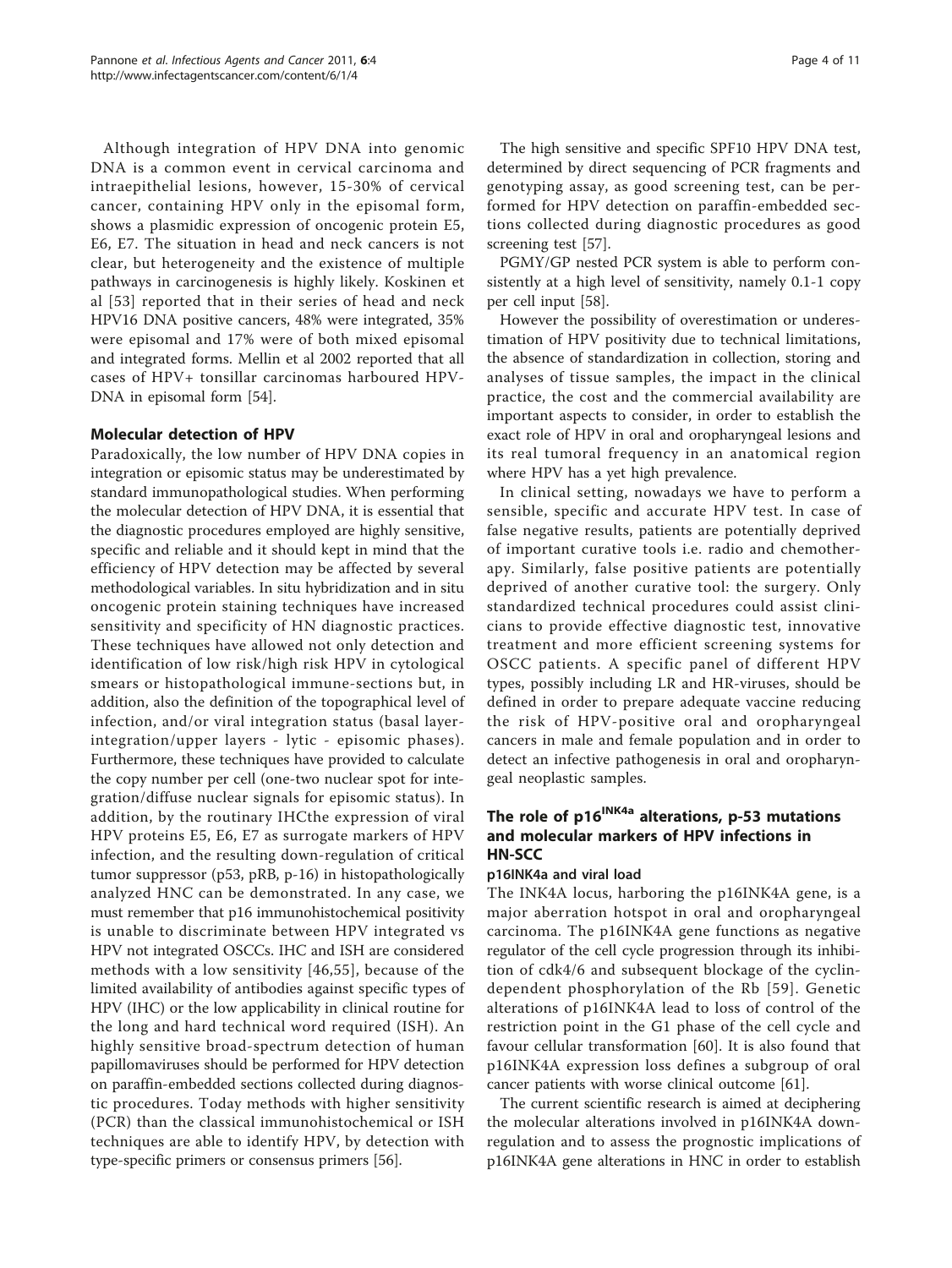Although integration of HPV DNA into genomic DNA is a common event in cervical carcinoma and intraepithelial lesions, however, 15-30% of cervical cancer, containing HPV only in the episomal form, shows a plasmidic expression of oncogenic protein E5, E6, E7. The situation in head and neck cancers is not clear, but heterogeneity and the existence of multiple pathways in carcinogenesis is highly likely. Koskinen et al [53] reported that in their series of head and neck HPV16 DNA positive cancers, 48% were integrated, 35% were episomal and 17% were of both mixed episomal and integrated forms. Mellin et al 2002 reported that all cases of HPV+ tonsillar carcinomas harboured HPV-DNA in episomal form [54].

## Molecular detection of HPV

Paradoxically, the low number of HPV DNA copies in integration or episomic status may be underestimated by standard immunopathological studies. When performing the molecular detection of HPV DNA, it is essential that the diagnostic procedures employed are highly sensitive, specific and reliable and it should kept in mind that the efficiency of HPV detection may be affected by several methodological variables. In situ hybridization and in situ oncogenic protein staining techniques have increased sensitivity and specificity of HN diagnostic practices. These techniques have allowed not only detection and identification of low risk/high risk HPV in cytological smears or histopathological immune-sections but, in addition, also the definition of the topographical level of infection, and/or viral integration status (basal layer-integration/upper layers - lytic - episomic phases). Furthermore, these techniques have provided to calculate the copy number per cell (one-two nuclear spot for integration/diffuse nuclear signals for episomic status). In addition, by the routinary IHCthe expression of viral HPV proteins E5, E6, E7 as surrogate markers of HPV infection, and the resulting down-regulation of critical tumor suppressor (p53, pRB, p-16) in histopathologically analyzed HNC can be demonstrated. In any case, we must remember that p16 immunohistochemical positivity is unable to discriminate between HPV integrated vs HPV not integrated OSCCs. IHC and ISH are considered methods with a low sensitivity [46,55], because of the limited availability of antibodies against specific types of HPV (IHC) or the low applicability in clinical routine for the long and hard technical word required (ISH). An highly sensitive broad-spectrum detection of human papillomaviruses should be performed for HPV detection on paraffin-embedded sections collected during diagnostic procedures. Today methods with higher sensitivity (PCR) than the classical immunohistochemical or ISH techniques are able to identify HPV, by detection with type-specific primers or consensus primers [56].

The high sensitive and specific SPF10 HPV DNA test, determined by direct sequencing of PCR fragments and genotyping assay, as good screening test, can be performed for HPV detection on paraffin-embedded sections collected during diagnostic procedures as good screening test [57].

PGMY/GP nested PCR system is able to perform consistently at a high level of sensitivity, namely 0.1-1 copy per cell input [58].

However the possibility of overestimation or underestimation of HPV positivity due to technical limitations, the absence of standardization in collection, storing and analyses of tissue samples, the impact in the clinical practice, the cost and the commercial availability are important aspects to consider, in order to establish the exact role of HPV in oral and oropharyngeal lesions and its real tumoral frequency in an anatomical region where HPV has a yet high prevalence.

In clinical setting, nowadays we have to perform a sensible, specific and accurate HPV test. In case of false negative results, patients are potentially deprived of important curative tools i.e. radio and chemotherapy. Similarly, false positive patients are potentially deprived of another curative tool: the surgery. Only standardized technical procedures could assist clinicians to provide effective diagnostic test, innovative treatment and more efficient screening systems for OSCC patients. A specific panel of different HPV types, possibly including LR and HR-viruses, should be defined in order to prepare adequate vaccine reducing the risk of HPV-positive oral and oropharyngeal cancers in male and female population and in order to detect an infective pathogenesis in oral and oropharyngeal neoplastic samples.

## The role of p16$^{INK4a}$ alterations, p-53 mutations and molecular markers of HPV infections in HN-SCC

### p16INK4a and viral load

The INK4A locus, harboring the p16INK4A gene, is a major aberration hotspot in oral and oropharyngeal carcinoma. The p16INK4A gene functions as negative regulator of the cell cycle progression through its inhibition of cdk4/6 and subsequent blockage of the cyclin-dependent phosphorylation of the Rb [59]. Genetic alterations of p16INK4A lead to loss of control of the restriction point in the G1 phase of the cell cycle and favour cellular transformation [60]. It is also found that p16INK4A expression loss defines a subgroup of oral cancer patients with worse clinical outcome [61].

The current scientific research is aimed at deciphering the molecular alterations involved in p16INK4A down-regulation and to assess the prognostic implications of p16INK4A gene alterations in HNC in order to establish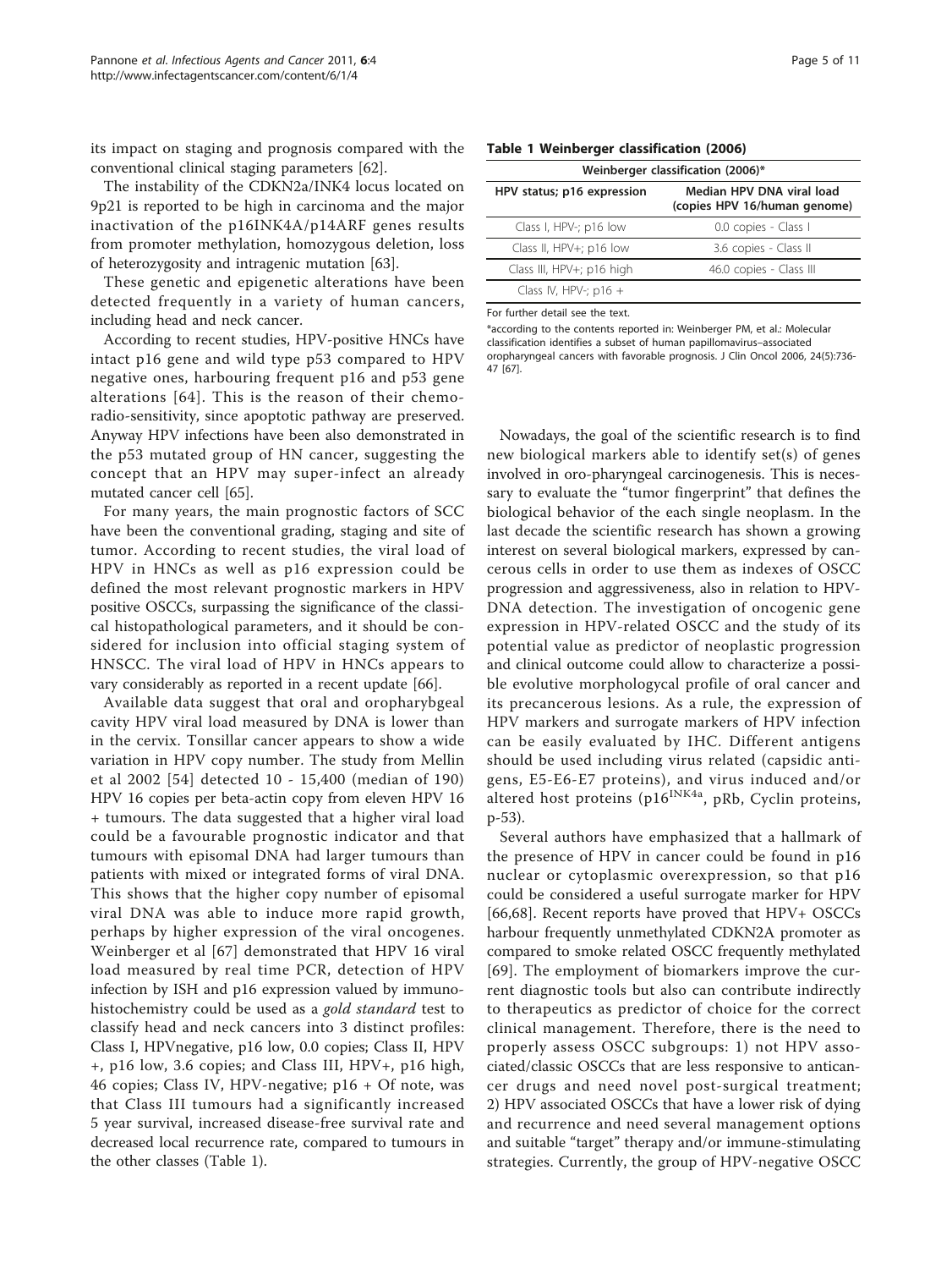its impact on staging and prognosis compared with the conventional clinical staging parameters [62].

The instability of the CDKN2a/INK4 locus located on 9p21 is reported to be high in carcinoma and the major inactivation of the p16INK4A/p14ARF genes results from promoter methylation, homozygous deletion, loss of heterozygosity and intragenic mutation [63].

These genetic and epigenetic alterations have been detected frequently in a variety of human cancers, including head and neck cancer.

According to recent studies, HPV-positive HNCs have intact p16 gene and wild type p53 compared to HPV negative ones, harbouring frequent p16 and p53 gene alterations [64]. This is the reason of their chemo-radio-sensitivity, since apoptotic pathway are preserved. Anyway HPV infections have been also demonstrated in the p53 mutated group of HN cancer, suggesting the concept that an HPV may super-infect an already mutated cancer cell [65].

For many years, the main prognostic factors of SCC have been the conventional grading, staging and site of tumor. According to recent studies, the viral load of HPV in HNCs as well as p16 expression could be defined the most relevant prognostic markers in HPV positive OSCCs, surpassing the significance of the classical histopathological parameters, and it should be considered for inclusion into official staging system of HNSCC. The viral load of HPV in HNCs appears to vary considerably as reported in a recent update [66].

Available data suggest that oral and oropharybgeal cavity HPV viral load measured by DNA is lower than in the cervix. Tonsillar cancer appears to show a wide variation in HPV copy number. The study from Mellin et al 2002 [54] detected 10 - 15,400 (median of 190) HPV 16 copies per beta-actin copy from eleven HPV 16 + tumours. The data suggested that a higher viral load could be a favourable prognostic indicator and that tumours with episomal DNA had larger tumours than patients with mixed or integrated forms of viral DNA. This shows that the higher copy number of episomal viral DNA was able to induce more rapid growth, perhaps by higher expression of the viral oncogenes. Weinberger et al [67] demonstrated that HPV 16 viral load measured by real time PCR, detection of HPV infection by ISH and p16 expression valued by immunohistochemistry could be used as a *gold standard* test to classify head and neck cancers into 3 distinct profiles: Class I, HPVnegative, p16 low, 0.0 copies; Class II, HPV +, p16 low, 3.6 copies; and Class III, HPV+, p16 high, 46 copies; Class IV, HPV-negative; p16 + Of note, was that Class III tumours had a significantly increased 5 year survival, increased disease-free survival rate and decreased local recurrence rate, compared to tumours in the other classes (Table 1).

**Table 1 Weinberger classification (2006)**

| Weinberger classification (2006)* | |
|---|---|
| **HPV status; p16 expression** | **Median HPV DNA viral load (copies HPV 16/human genome)** |
| Class I, HPV-; p16 low | 0.0 copies - Class I |
| Class II, HPV+; p16 low | 3.6 copies - Class II |
| Class III, HPV+; p16 high | 46.0 copies - Class III |
| Class IV, HPV-; p16 + | |

For further detail see the text.

*according to the contents reported in: Weinberger PM, et al.: Molecular classification identifies a subset of human papillomavirus–associated oropharyngeal cancers with favorable prognosis. J Clin Oncol 2006, 24(5):736-47 [67].

Nowadays, the goal of the scientific research is to find new biological markers able to identify set(s) of genes involved in oro-pharyngeal carcinogenesis. This is necessary to evaluate the "tumor fingerprint" that defines the biological behavior of the each single neoplasm. In the last decade the scientific research has shown a growing interest on several biological markers, expressed by cancerous cells in order to use them as indexes of OSCC progression and aggressiveness, also in relation to HPV-DNA detection. The investigation of oncogenic gene expression in HPV-related OSCC and the study of its potential value as predictor of neoplastic progression and clinical outcome could allow to characterize a possible evolutive morphologycal profile of oral cancer and its precancerous lesions. As a rule, the expression of HPV markers and surrogate markers of HPV infection can be easily evaluated by IHC. Different antigens should be used including virus related (capsidic antigens, E5-E6-E7 proteins), and virus induced and/or altered host proteins ($p16^{INK4a}$, pRb, Cyclin proteins, p-53).

Several authors have emphasized that a hallmark of the presence of HPV in cancer could be found in p16 nuclear or cytoplasmic overexpression, so that p16 could be considered a useful surrogate marker for HPV [66,68]. Recent reports have proved that HPV+ OSCCs harbour frequently unmethylated CDKN2A promoter as compared to smoke related OSCC frequently methylated [69]. The employment of biomarkers improve the current diagnostic tools but also can contribute indirectly to therapeutics as predictor of choice for the correct clinical management. Therefore, there is the need to properly assess OSCC subgroups: 1) not HPV associated/classic OSCCs that are less responsive to anticancer drugs and need novel post-surgical treatment; 2) HPV associated OSCCs that have a lower risk of dying and recurrence and need several management options and suitable "target" therapy and/or immune-stimulating strategies. Currently, the group of HPV-negative OSCC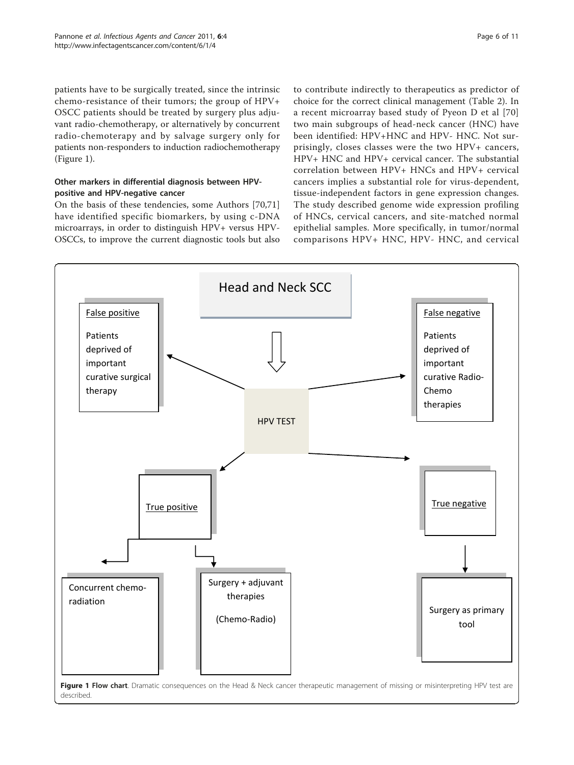patients have to be surgically treated, since the intrinsic chemo-resistance of their tumors; the group of HPV+ OSCC patients should be treated by surgery plus adjuvant radio-chemotherapy, or alternatively by concurrent radio-chemoterapy and by salvage surgery only for patients non-responders to induction radiochemotherapy (Figure 1).

### Other markers in differential diagnosis between HPV-positive and HPV-negative cancer

On the basis of these tendencies, some Authors [70,71] have identified specific biomarkers, by using c-DNA microarrays, in order to distinguish HPV+ versus HPV- OSCCs, to improve the current diagnostic tools but also to contribute indirectly to therapeutics as predictor of choice for the correct clinical management (Table 2). In a recent microarray based study of Pyeon D et al [70] two main subgroups of head-neck cancer (HNC) have been identified: HPV+HNC and HPV- HNC. Not surprisingly, closes classes were the two HPV+ cancers, HPV+ HNC and HPV+ cervical cancer. The substantial correlation between HPV+ HNCs and HPV+ cervical cancers implies a substantial role for virus-dependent, tissue-independent factors in gene expression changes. The study described genome wide expression profiling of HNCs, cervical cancers, and site-matched normal epithelial samples. More specifically, in tumor/normal comparisons HPV+ HNC, HPV- HNC, and cervical

**Figure 1 Flow chart**. Dramatic consequences on the Head & Neck cancer therapeutic management of missing or misinterpreting HPV test are described.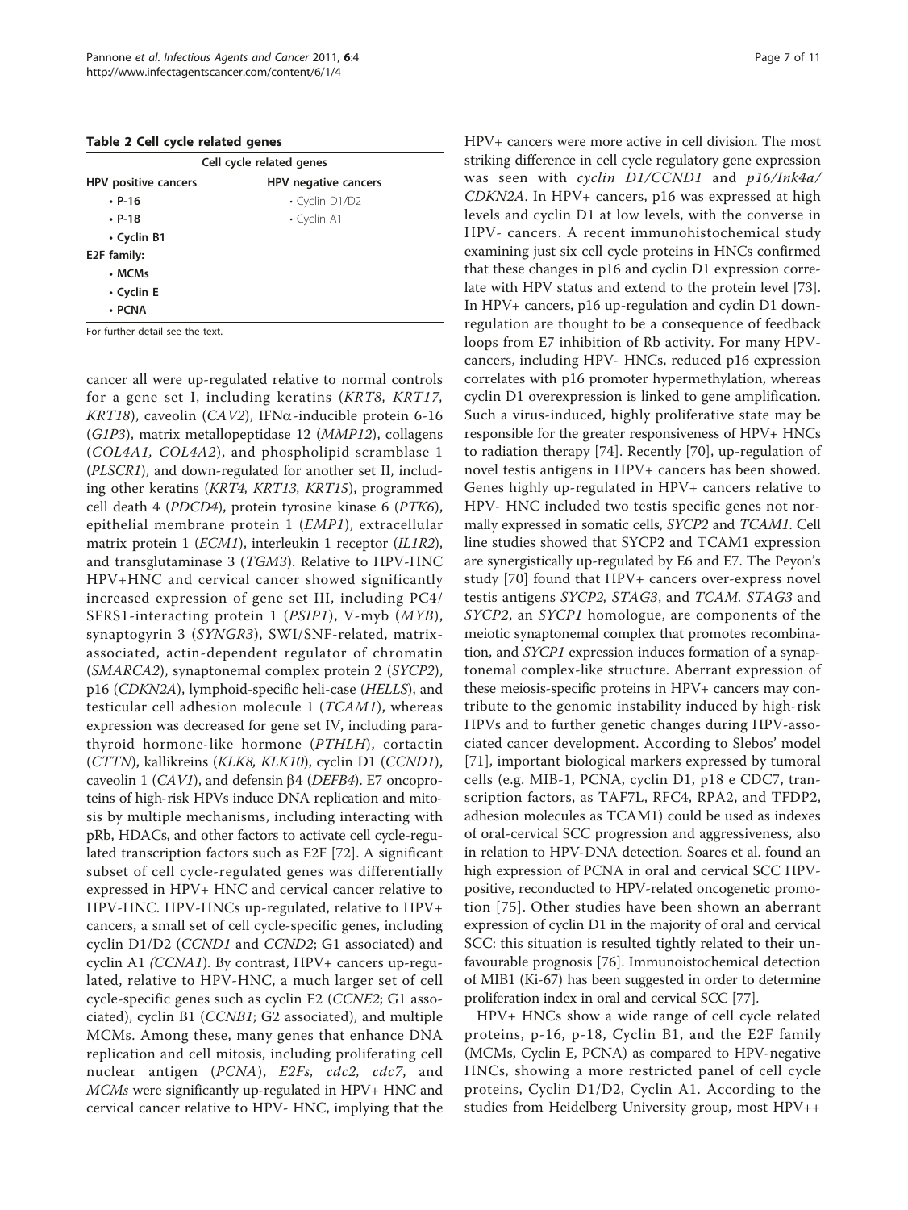**Table 2 Cell cycle related genes**

| Cell cycle related genes | |
|---|---|
| **HPV positive cancers** | **HPV negative cancers** |
| • **P-16** | • Cyclin D1/D2 |
| • **P-18** | • Cyclin A1 |
| • **Cyclin B1** | |
| **E2F family:** | |
| • **MCMs** | |
| • **Cyclin E** | |
| • **PCNA** | |

For further detail see the text.

cancer all were up-regulated relative to normal controls for a gene set I, including keratins (*KRT8, KRT17, KRT18*), caveolin (*CAV2*), IFNα-inducible protein 6-16 (*G1P3*), matrix metallopeptidase 12 (*MMP12*), collagens (*COL4A1, COL4A2*), and phospholipid scramblase 1 (*PLSCR1*), and down-regulated for another set II, including other keratins (*KRT4, KRT13, KRT15*), programmed cell death 4 (*PDCD4*), protein tyrosine kinase 6 (*PTK6*), epithelial membrane protein 1 (*EMP1*), extracellular matrix protein 1 (*ECM1*), interleukin 1 receptor (*IL1R2*), and transglutaminase 3 (*TGM3*). Relative to HPV-HNC HPV+HNC and cervical cancer showed significantly increased expression of gene set III, including PC4/SFRS1-interacting protein 1 (*PSIP1*), V-myb (*MYB*), synaptogyrin 3 (*SYNGR3*), SWI/SNF-related, matrix-associated, actin-dependent regulator of chromatin (*SMARCA2*), synaptonemal complex protein 2 (*SYCP2*), p16 (*CDKN2A*), lymphoid-specific heli-case (*HELLS*), and testicular cell adhesion molecule 1 (*TCAM1*), whereas expression was decreased for gene set IV, including parathyroid hormone-like hormone (*PTHLH*), cortactin (*CTTN*), kallikreins (*KLK8, KLK10*), cyclin D1 (*CCND1*), caveolin 1 (*CAV1*), and defensin β4 (*DEFB4*). E7 oncoproteins of high-risk HPVs induce DNA replication and mitosis by multiple mechanisms, including interacting with pRb, HDACs, and other factors to activate cell cycle-regulated transcription factors such as E2F [72]. A significant subset of cell cycle-regulated genes was differentially expressed in HPV+ HNC and cervical cancer relative to HPV-HNC. HPV-HNCs up-regulated, relative to HPV+ cancers, a small set of cell cycle-specific genes, including cyclin D1/D2 (*CCND1* and *CCND2*; G1 associated) and cyclin A1 *(CCNA1*). By contrast, HPV+ cancers up-regulated, relative to HPV-HNC, a much larger set of cell cycle-specific genes such as cyclin E2 (*CCNE2*; G1 associated), cyclin B1 (*CCNB1*; G2 associated), and multiple MCMs. Among these, many genes that enhance DNA replication and cell mitosis, including proliferating cell nuclear antigen (*PCNA*), *E2Fs, cdc2, cdc7*, and *MCMs* were significantly up-regulated in HPV+ HNC and cervical cancer relative to HPV- HNC, implying that the HPV+ cancers were more active in cell division. The most striking difference in cell cycle regulatory gene expression was seen with *cyclin D1/CCND1* and *p16/Ink4a/CDKN2A*. In HPV+ cancers, p16 was expressed at high levels and cyclin D1 at low levels, with the converse in HPV- cancers. A recent immunohistochemical study examining just six cell cycle proteins in HNCs confirmed that these changes in p16 and cyclin D1 expression correlate with HPV status and extend to the protein level [73]. In HPV+ cancers, p16 up-regulation and cyclin D1 down-regulation are thought to be a consequence of feedback loops from E7 inhibition of Rb activity. For many HPV-cancers, including HPV- HNCs, reduced p16 expression correlates with p16 promoter hypermethylation, whereas cyclin D1 overexpression is linked to gene amplification. Such a virus-induced, highly proliferative state may be responsible for the greater responsiveness of HPV+ HNCs to radiation therapy [74]. Recently [70], up-regulation of novel testis antigens in HPV+ cancers has been showed. Genes highly up-regulated in HPV+ cancers relative to HPV- HNC included two testis specific genes not normally expressed in somatic cells, *SYCP2* and *TCAM1*. Cell line studies showed that SYCP2 and TCAM1 expression are synergistically up-regulated by E6 and E7. The Peyon's study [70] found that HPV+ cancers over-express novel testis antigens *SYCP2, STAG3*, and *TCAM. STAG3* and *SYCP2*, an *SYCP1* homologue, are components of the meiotic synaptonemal complex that promotes recombination, and *SYCP1* expression induces formation of a synaptonemal complex-like structure. Aberrant expression of these meiosis-specific proteins in HPV+ cancers may contribute to the genomic instability induced by high-risk HPVs and to further genetic changes during HPV-associated cancer development. According to Slebos' model [71], important biological markers expressed by tumoral cells (e.g. MIB-1, PCNA, cyclin D1, p18 e CDC7, transcription factors, as TAF7L, RFC4, RPA2, and TFDP2, adhesion molecules as TCAM1) could be used as indexes of oral-cervical SCC progression and aggressiveness, also in relation to HPV-DNA detection. Soares et al. found an high expression of PCNA in oral and cervical SCC HPV-positive, reconducted to HPV-related oncogenetic promotion [75]. Other studies have been shown an aberrant expression of cyclin D1 in the majority of oral and cervical SCC: this situation is resulted tightly related to their unfavourable prognosis [76]. Immunoistochemical detection of MIB1 (Ki-67) has been suggested in order to determine proliferation index in oral and cervical SCC [77].

HPV+ HNCs show a wide range of cell cycle related proteins, p-16, p-18, Cyclin B1, and the E2F family (MCMs, Cyclin E, PCNA) as compared to HPV-negative HNCs, showing a more restricted panel of cell cycle proteins, Cyclin D1/D2, Cyclin A1. According to the studies from Heidelberg University group, most HPV++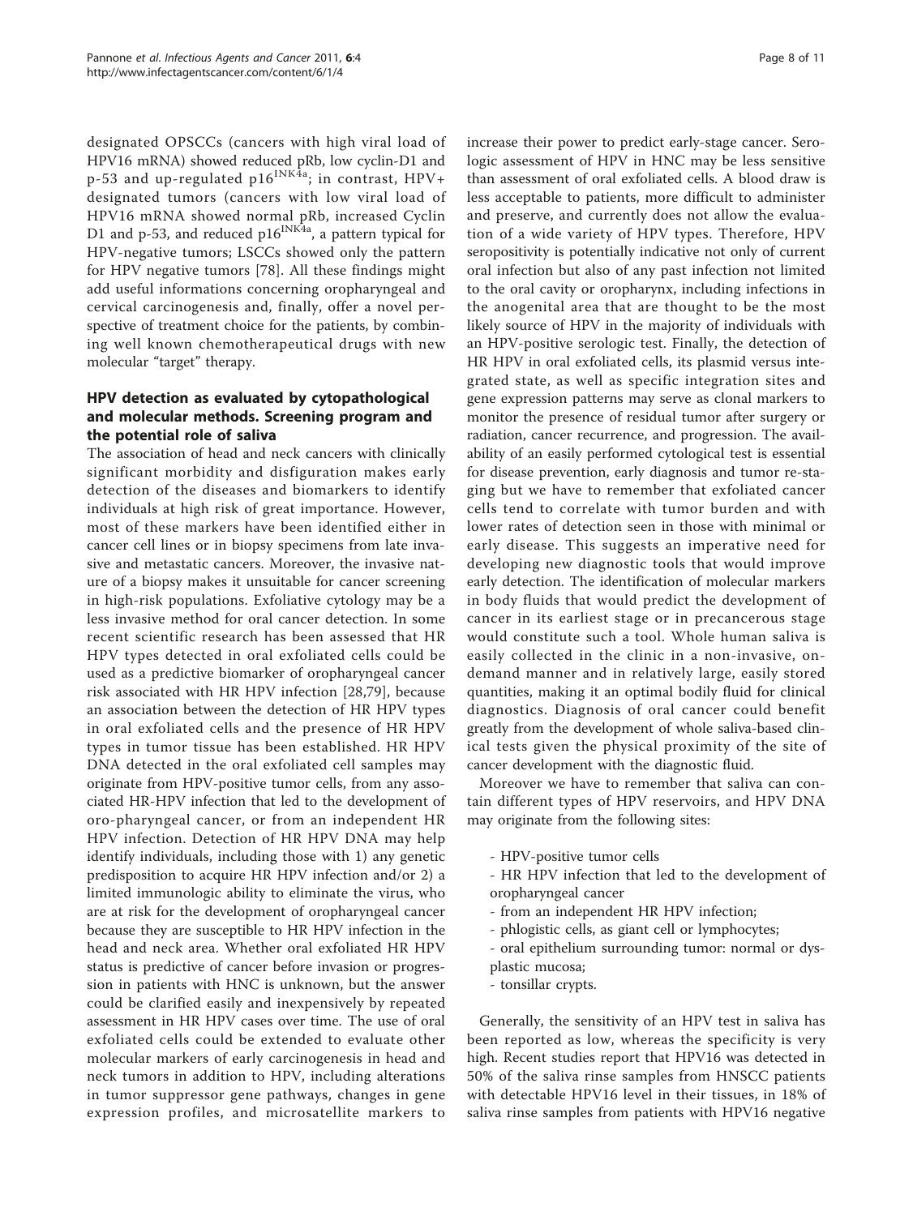designated OPSCCs (cancers with high viral load of HPV16 mRNA) showed reduced pRb, low cyclin-D1 and p-53 and up-regulated p16$^{INK4a}$; in contrast, HPV+ designated tumors (cancers with low viral load of HPV16 mRNA showed normal pRb, increased Cyclin D1 and p-53, and reduced p16$^{INK4a}$, a pattern typical for HPV-negative tumors; LSCCs showed only the pattern for HPV negative tumors [78]. All these findings might add useful informations concerning oropharyngeal and cervical carcinogenesis and, finally, offer a novel perspective of treatment choice for the patients, by combining well known chemotherapeutical drugs with new molecular "target" therapy.

## HPV detection as evaluated by cytopathological and molecular methods. Screening program and the potential role of saliva

The association of head and neck cancers with clinically significant morbidity and disfiguration makes early detection of the diseases and biomarkers to identify individuals at high risk of great importance. However, most of these markers have been identified either in cancer cell lines or in biopsy specimens from late invasive and metastatic cancers. Moreover, the invasive nature of a biopsy makes it unsuitable for cancer screening in high-risk populations. Exfoliative cytology may be a less invasive method for oral cancer detection. In some recent scientific research has been assessed that HR HPV types detected in oral exfoliated cells could be used as a predictive biomarker of oropharyngeal cancer risk associated with HR HPV infection [28,79], because an association between the detection of HR HPV types in oral exfoliated cells and the presence of HR HPV types in tumor tissue has been established. HR HPV DNA detected in the oral exfoliated cell samples may originate from HPV-positive tumor cells, from any associated HR-HPV infection that led to the development of oro-pharyngeal cancer, or from an independent HR HPV infection. Detection of HR HPV DNA may help identify individuals, including those with 1) any genetic predisposition to acquire HR HPV infection and/or 2) a limited immunologic ability to eliminate the virus, who are at risk for the development of oropharyngeal cancer because they are susceptible to HR HPV infection in the head and neck area. Whether oral exfoliated HR HPV status is predictive of cancer before invasion or progression in patients with HNC is unknown, but the answer could be clarified easily and inexpensively by repeated assessment in HR HPV cases over time. The use of oral exfoliated cells could be extended to evaluate other molecular markers of early carcinogenesis in head and neck tumors in addition to HPV, including alterations in tumor suppressor gene pathways, changes in gene expression profiles, and microsatellite markers to increase their power to predict early-stage cancer. Serologic assessment of HPV in HNC may be less sensitive than assessment of oral exfoliated cells. A blood draw is less acceptable to patients, more difficult to administer and preserve, and currently does not allow the evaluation of a wide variety of HPV types. Therefore, HPV seropositivity is potentially indicative not only of current oral infection but also of any past infection not limited to the oral cavity or oropharynx, including infections in the anogenital area that are thought to be the most likely source of HPV in the majority of individuals with an HPV-positive serologic test. Finally, the detection of HR HPV in oral exfoliated cells, its plasmid versus integrated state, as well as specific integration sites and gene expression patterns may serve as clonal markers to monitor the presence of residual tumor after surgery or radiation, cancer recurrence, and progression. The availability of an easily performed cytological test is essential for disease prevention, early diagnosis and tumor re-staging but we have to remember that exfoliated cancer cells tend to correlate with tumor burden and with lower rates of detection seen in those with minimal or early disease. This suggests an imperative need for developing new diagnostic tools that would improve early detection. The identification of molecular markers in body fluids that would predict the development of cancer in its earliest stage or in precancerous stage would constitute such a tool. Whole human saliva is easily collected in the clinic in a non-invasive, on-demand manner and in relatively large, easily stored quantities, making it an optimal bodily fluid for clinical diagnostics. Diagnosis of oral cancer could benefit greatly from the development of whole saliva-based clinical tests given the physical proximity of the site of cancer development with the diagnostic fluid.

Moreover we have to remember that saliva can contain different types of HPV reservoirs, and HPV DNA may originate from the following sites:

- HPV-positive tumor cells
- HR HPV infection that led to the development of oropharyngeal cancer
- from an independent HR HPV infection;
- phlogistic cells, as giant cell or lymphocytes;
- oral epithelium surrounding tumor: normal or dysplastic mucosa;
- tonsillar crypts.

Generally, the sensitivity of an HPV test in saliva has been reported as low, whereas the specificity is very high. Recent studies report that HPV16 was detected in 50% of the saliva rinse samples from HNSCC patients with detectable HPV16 level in their tissues, in 18% of saliva rinse samples from patients with HPV16 negative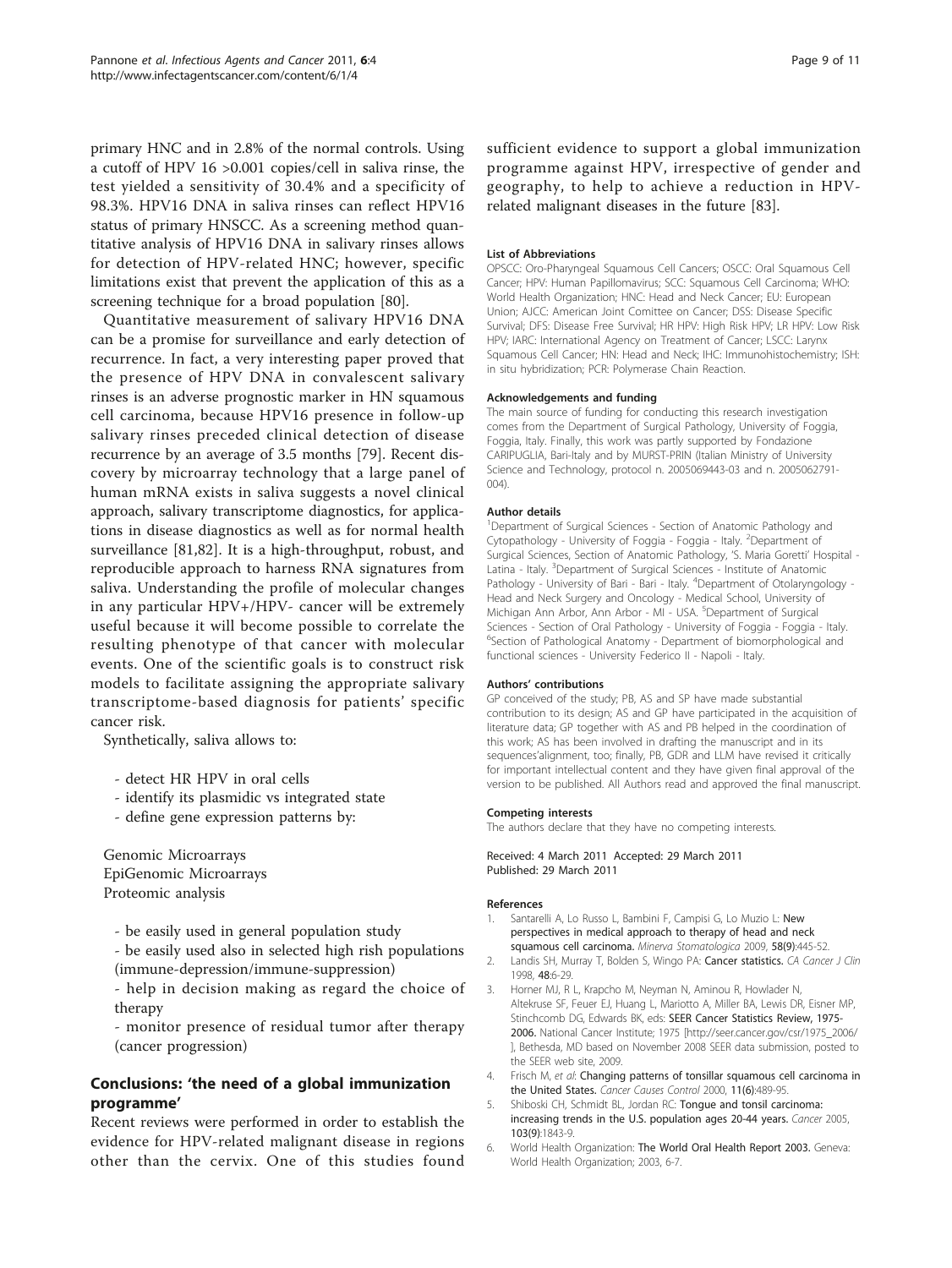primary HNC and in 2.8% of the normal controls. Using a cutoff of HPV 16 >0.001 copies/cell in saliva rinse, the test yielded a sensitivity of 30.4% and a specificity of 98.3%. HPV16 DNA in saliva rinses can reflect HPV16 status of primary HNSCC. As a screening method quantitative analysis of HPV16 DNA in salivary rinses allows for detection of HPV-related HNC; however, specific limitations exist that prevent the application of this as a screening technique for a broad population [80].

Quantitative measurement of salivary HPV16 DNA can be a promise for surveillance and early detection of recurrence. In fact, a very interesting paper proved that the presence of HPV DNA in convalescent salivary rinses is an adverse prognostic marker in HN squamous cell carcinoma, because HPV16 presence in follow-up salivary rinses preceded clinical detection of disease recurrence by an average of 3.5 months [79]. Recent discovery by microarray technology that a large panel of human mRNA exists in saliva suggests a novel clinical approach, salivary transcriptome diagnostics, for applications in disease diagnostics as well as for normal health surveillance [81,82]. It is a high-throughput, robust, and reproducible approach to harness RNA signatures from saliva. Understanding the profile of molecular changes in any particular HPV+/HPV- cancer will be extremely useful because it will become possible to correlate the resulting phenotype of that cancer with molecular events. One of the scientific goals is to construct risk models to facilitate assigning the appropriate salivary transcriptome-based diagnosis for patients' specific cancer risk.

Synthetically, saliva allows to:

- detect HR HPV in oral cells
- identify its plasmidic vs integrated state
- define gene expression patterns by:

Genomic Microarrays
EpiGenomic Microarrays
Proteomic analysis

- be easily used in general population study
- be easily used also in selected high rish populations (immune-depression/immune-suppression)
- help in decision making as regard the choice of therapy
- monitor presence of residual tumor after therapy (cancer progression)

## Conclusions: 'the need of a global immunization programme'

Recent reviews were performed in order to establish the evidence for HPV-related malignant disease in regions other than the cervix. One of this studies found sufficient evidence to support a global immunization programme against HPV, irrespective of gender and geography, to help to achieve a reduction in HPV-related malignant diseases in the future [83].

#### List of Abbreviations

OPSCC: Oro-Pharyngeal Squamous Cell Cancers; OSCC: Oral Squamous Cell Cancer; HPV: Human Papillomavirus; SCC: Squamous Cell Carcinoma; WHO: World Health Organization; HNC: Head and Neck Cancer; EU: European Union; AJCC: American Joint Comittee on Cancer; DSS: Disease Specific Survival; DFS: Disease Free Survival; HR HPV: High Risk HPV; LR HPV: Low Risk HPV; IARC: International Agency on Treatment of Cancer; LSCC: Larynx Squamous Cell Cancer; HN: Head and Neck; IHC: Immunohistochemistry; ISH: in situ hybridization; PCR: Polymerase Chain Reaction.

#### Acknowledgements and funding

The main source of funding for conducting this research investigation comes from the Department of Surgical Pathology, University of Foggia, Foggia, Italy. Finally, this work was partly supported by Fondazione CARIPUGLIA, Bari-Italy and by MURST-PRIN (Italian Ministry of University Science and Technology, protocol n. 2005069443-03 and n. 2005062791-004).

#### Author details

[1]Department of Surgical Sciences - Section of Anatomic Pathology and Cytopathology - University of Foggia - Foggia - Italy. [2]Department of Surgical Sciences, Section of Anatomic Pathology, 'S. Maria Goretti' Hospital - Latina - Italy. [3]Department of Surgical Sciences - Institute of Anatomic Pathology - University of Bari - Bari - Italy. [4]Department of Otolaryngology - Head and Neck Surgery and Oncology - Medical School, University of Michigan Ann Arbor, Ann Arbor - MI - USA. [5]Department of Surgical Sciences - Section of Oral Pathology - University of Foggia - Foggia - Italy. [6]Section of Pathological Anatomy - Department of biomorphological and functional sciences - University Federico II - Napoli - Italy.

#### Authors' contributions

GP conceived of the study; PB, AS and SP have made substantial contribution to its design; AS and GP have participated in the acquisition of literature data; GP together with AS and PB helped in the coordination of this work; AS has been involved in drafting the manuscript and in its sequences'alignment, too; finally, PB, GDR and LLM have revised it critically for important intellectual content and they have given final approval of the version to be published. All Authors read and approved the final manuscript.

#### Competing interests

The authors declare that they have no competing interests.

Received: 4 March 2011 Accepted: 29 March 2011
Published: 29 March 2011

#### References

1. Santarelli A, Lo Russo L, Bambini F, Campisi G, Lo Muzio L: **New perspectives in medical approach to therapy of head and neck squamous cell carcinoma.** *Minerva Stomatologica* 2009, **58(9)**:445-52.
2. Landis SH, Murray T, Bolden S, Wingo PA: **Cancer statistics.** *CA Cancer J Clin* 1998, **48**:6-29.
3. Horner MJ, R L, Krapcho M, Neyman N, Aminou R, Howlader N, Altekruse SF, Feuer EJ, Huang L, Mariotto A, Miller BA, Lewis DR, Eisner MP, Stinchcomb DG, Edwards BK, eds: **SEER Cancer Statistics Review, 1975-2006.** National Cancer Institute; 1975 [http://seer.cancer.gov/csr/1975_2006/], Bethesda, MD based on November 2008 SEER data submission, posted to the SEER web site, 2009.
4. Frisch M, *et al*: **Changing patterns of tonsillar squamous cell carcinoma in the United States.** *Cancer Causes Control* 2000, **11(6)**:489-95.
5. Shiboski CH, Schmidt BL, Jordan RC: **Tongue and tonsil carcinoma: increasing trends in the U.S. population ages 20-44 years.** *Cancer* 2005, **103(9)**:1843-9.
6. World Health Organization: **The World Oral Health Report 2003.** Geneva: World Health Organization; 2003, 6-7.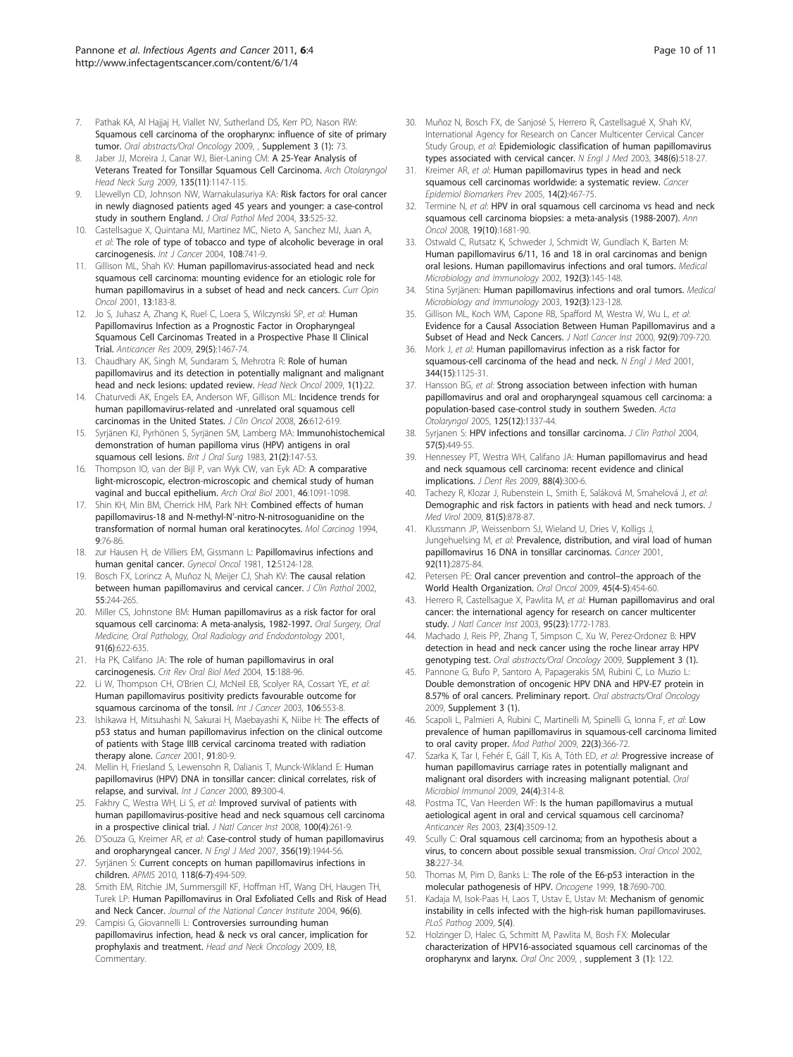7. Pathak KA, Al Hajjaj H, Viallet NV, Sutherland DS, Kerr PD, Nason RW: **Squamous cell carcinoma of the oropharynx: influence of site of primary tumor.** *Oral abstracts/Oral Oncology* 2009, , **Supplement 3 (1):** 73.
8. Jaber JJ, Moreira J, Canar WJ, Bier-Laning CM: **A 25-Year Analysis of Veterans Treated for Tonsillar Squamous Cell Carcinoma.** *Arch Otolaryngol Head Neck Surg* 2009, **135(11)**:1147-115.
9. Llewellyn CD, Johnson NW, Warnakulasuriya KA: **Risk factors for oral cancer in newly diagnosed patients aged 45 years and younger: a case-control study in southern England.** *J Oral Pathol Med* 2004, **33**:525-32.
10. Castellsague X, Quintana MJ, Martinez MC, Nieto A, Sanchez MJ, Juan A, *et al*: **The role of type of tobacco and type of alcoholic beverage in oral carcinogenesis.** *Int J Cancer* 2004, **108**:741-9.
11. Gillison ML, Shah KV: **Human papillomavirus-associated head and neck squamous cell carcinoma: mounting evidence for an etiologic role for human papillomavirus in a subset of head and neck cancers.** *Curr Opin Oncol* 2001, **13**:183-8.
12. Jo S, Juhasz A, Zhang K, Ruel C, Loera S, Wilczynski SP, *et al*: **Human Papillomavirus Infection as a Prognostic Factor in Oropharyngeal Squamous Cell Carcinomas Treated in a Prospective Phase II Clinical Trial.** *Anticancer Res* 2009, **29(5)**:1467-74.
13. Chaudhary AK, Singh M, Sundaram S, Mehrotra R: **Role of human papillomavirus and its detection in potentially malignant and malignant head and neck lesions: updated review.** *Head Neck Oncol* 2009, **1(1)**:22.
14. Chaturvedi AK, Engels EA, Anderson WF, Gillison ML: **Incidence trends for human papillomavirus-related and -unrelated oral squamous cell carcinomas in the United States.** *J Clin Oncol* 2008, **26**:612-619.
15. Syrjänen KJ, Pyrhönen S, Syrjänen SM, Lamberg MA: **Immunohistochemical demonstration of human papilloma virus (HPV) antigens in oral squamous cell lesions.** *Brit J Oral Surg* 1983, **21(2)**:147-53.
16. Thompson IO, van der Bijl P, van Wyk CW, van Eyk AD: **A comparative light-microscopic, electron-microscopic and chemical study of human vaginal and buccal epithelium.** *Arch Oral Biol* 2001, **46**:1091-1098.
17. Shin KH, Min BM, Cherrick HM, Park NH: **Combined effects of human papillomavirus-18 and N-methyl-N'-nitro-N-nitrosoguanidine on the transformation of normal human oral keratinocytes.** *Mol Carcinog* 1994, **9**:76-86.
18. zur Hausen H, de Villiers EM, Gissmann L: **Papillomavirus infections and human genital cancer.** *Gynecol Oncol* 1981, **12**:S124-128.
19. Bosch FX, Lorincz A, Muñoz N, Meijer CJ, Shah KV: **The causal relation between human papillomavirus and cervical cancer.** *J Clin Pathol* 2002, **55**:244-265.
20. Miller CS, Johnstone BM: **Human papillomavirus as a risk factor for oral squamous cell carcinoma: A meta-analysis, 1982-1997.** *Oral Surgery, Oral Medicine, Oral Pathology, Oral Radiology and Endodontology* 2001, **91(6)**:622-635.
21. Ha PK, Califano JA: **The role of human papillomavirus in oral carcinogenesis.** *Crit Rev Oral Biol Med* 2004, **15**:188-96.
22. Li W, Thompson CH, O'Brien CJ, McNeil EB, Scolyer RA, Cossart YE, *et al*: **Human papillomavirus positivity predicts favourable outcome for squamous carcinoma of the tonsil.** *Int J Cancer* 2003, **106**:553-8.
23. Ishikawa H, Mitsuhashi N, Sakurai H, Maebayashi K, Niibe H: **The effects of p53 status and human papillomavirus infection on the clinical outcome of patients with Stage IIIB cervical carcinoma treated with radiation therapy alone.** *Cancer* 2001, **91**:80-9.
24. Mellin H, Friesland S, Lewensohn R, Dalianis T, Munck-Wikland E: **Human papillomavirus (HPV) DNA in tonsillar cancer: clinical correlates, risk of relapse, and survival.** *Int J Cancer* 2000, **89**:300-4.
25. Fakhry C, Westra WH, Li S, *et al*: **Improved survival of patients with human papillomavirus-positive head and neck squamous cell carcinoma in a prospective clinical trial.** *J Natl Cancer Inst* 2008, **100(4)**:261-9.
26. D'Souza G, Kreimer AR, *et al*: **Case-control study of human papillomavirus and oropharyngeal cancer.** *N Engl J Med* 2007, **356(19)**:1944-56.
27. Syrjänen S: **Current concepts on human papillomavirus infections in children.** *APMIS* 2010, **118(6-7)**:494-509.
28. Smith EM, Ritchie JM, Summersgill KF, Hoffman HT, Wang DH, Haugen TH, Turek LP: **Human Papillomavirus in Oral Exfoliated Cells and Risk of Head and Neck Cancer.** *Journal of the National Cancer Institute* 2004, **96(6)**.
29. Campisi G, Giovannelli L: **Controversies surrounding human papillomavirus infection, head & neck vs oral cancer, implication for prophylaxis and treatment.** *Head and Neck Oncology* 2009, **I**:8, Commentary.
30. Muñoz N, Bosch FX, de Sanjosé S, Herrero R, Castellsagué X, Shah KV, International Agency for Research on Cancer Multicenter Cervical Cancer Study Group, *et al*: **Epidemiologic classification of human papillomavirus types associated with cervical cancer.** *N Engl J Med* 2003, **348(6)**:518-27.
31. Kreimer AR, *et al*: **Human papillomavirus types in head and neck squamous cell carcinomas worldwide: a systematic review.** *Cancer Epidemiol Biomarkers Prev* 2005, **14(2)**:467-75.
32. Termine N, *et al*: **HPV in oral squamous cell carcinoma vs head and neck squamous cell carcinoma biopsies: a meta-analysis (1988-2007).** *Ann Oncol* 2008, **19(10)**:1681-90.
33. Ostwald C, Rutsatz K, Schweder J, Schmidt W, Gundlach K, Barten M: **Human papillomavirus 6/11, 16 and 18 in oral carcinomas and benign oral lesions. Human papillomavirus infections and oral tumors.** *Medical Microbiology and Immunology* 2002, **192(3)**:145-148.
34. Stina Syrjänen: **Human papillomavirus infections and oral tumors.** *Medical Microbiology and Immunology* 2003, **192(3)**:123-128.
35. Gillison ML, Koch WM, Capone RB, Spafford M, Westra W, Wu L, *et al*: **Evidence for a Causal Association Between Human Papillomavirus and a Subset of Head and Neck Cancers.** *J Natl Cancer Inst* 2000, **92(9)**:709-720.
36. Mork J, *et al*: **Human papillomavirus infection as a risk factor for squamous-cell carcinoma of the head and neck.** *N Engl J Med* 2001, **344(15)**:1125-31.
37. Hansson BG, *et al*: **Strong association between infection with human papillomavirus and oral and oropharyngeal squamous cell carcinoma: a population-based case-control study in southern Sweden.** *Acta Otolaryngol* 2005, **125(12)**:1337-44.
38. Syrjanen S: **HPV infections and tonsillar carcinoma.** *J Clin Pathol* 2004, **57(5)**:449-55.
39. Hennessey PT, Westra WH, Califano JA: **Human papillomavirus and head and neck squamous cell carcinoma: recent evidence and clinical implications.** *J Dent Res* 2009, **88(4)**:300-6.
40. Tachezy R, Klozar J, Rubenstein L, Smith E, Saláková M, Smahelová J, *et al*: **Demographic and risk factors in patients with head and neck tumors.** *J Med Virol* 2009, **81(5)**:878-87.
41. Klussmann JP, Weissenborn SJ, Wieland U, Dries V, Kolligs J, Jungehuelsing M, *et al*: **Prevalence, distribution, and viral load of human papillomavirus 16 DNA in tonsillar carcinomas.** *Cancer* 2001, **92(11)**:2875-84.
42. Petersen PE: **Oral cancer prevention and control–the approach of the World Health Organization.** *Oral Oncol* 2009, **45(4-5)**:454-60.
43. Herrero R, Castellsague X, Pawlita M, *et al*: **Human papillomavirus and oral cancer: the international agency for research on cancer multicenter study.** *J Natl Cancer Inst* 2003, **95(23)**:1772-1783.
44. Machado J, Reis PP, Zhang T, Simpson C, Xu W, Perez-Ordonez B: **HPV detection in head and neck cancer using the roche linear array HPV genotyping test.** *Oral abstracts/Oral Oncology* 2009, **Supplement 3 (1)**.
45. Pannone G, Bufo P, Santoro A, Papagerakis SM, Rubini C, Lo Muzio L: **Double demonstration of oncogenic HPV DNA and HPV-E7 protein in 8.57% of oral cancers. Preliminary report.** *Oral abstracts/Oral Oncology* 2009, **Supplement 3 (1)**.
46. Scapoli L, Palmieri A, Rubini C, Martinelli M, Spinelli G, Ionna F, *et al*: **Low prevalence of human papillomavirus in squamous-cell carcinoma limited to oral cavity proper.** *Mod Pathol* 2009, **22(3)**:366-72.
47. Szarka K, Tar I, Fehér E, Gáll T, Kis A, Tóth ED, *et al*: **Progressive increase of human papillomavirus carriage rates in potentially malignant and malignant oral disorders with increasing malignant potential.** *Oral Microbiol Immunol* 2009, **24(4)**:314-8.
48. Postma TC, Van Heerden WF: **Is the human papillomavirus a mutual aetiological agent in oral and cervical squamous cell carcinoma?** *Anticancer Res* 2003, **23(4)**:3509-12.
49. Scully C: **Oral squamous cell carcinoma; from an hypothesis about a virus, to concern about possible sexual transmission.** *Oral Oncol* 2002, **38**:227-34.
50. Thomas M, Pim D, Banks L: **The role of the E6-p53 interaction in the molecular pathogenesis of HPV.** *Oncogene* 1999, **18**:7690-700.
51. Kadaja M, Isok-Paas H, Laos T, Ustav E, Ustav M: **Mechanism of genomic instability in cells infected with the high-risk human papillomaviruses.** *PLoS Pathog* 2009, **5(4)**.
52. Holzinger D, Halec G, Schmitt M, Pawlita M, Bosh FX: **Molecular characterization of HPV16-associated squamous cell carcinomas of the oropharynx and larynx.** *Oral Onc* 2009, , **supplement 3 (1):** 122.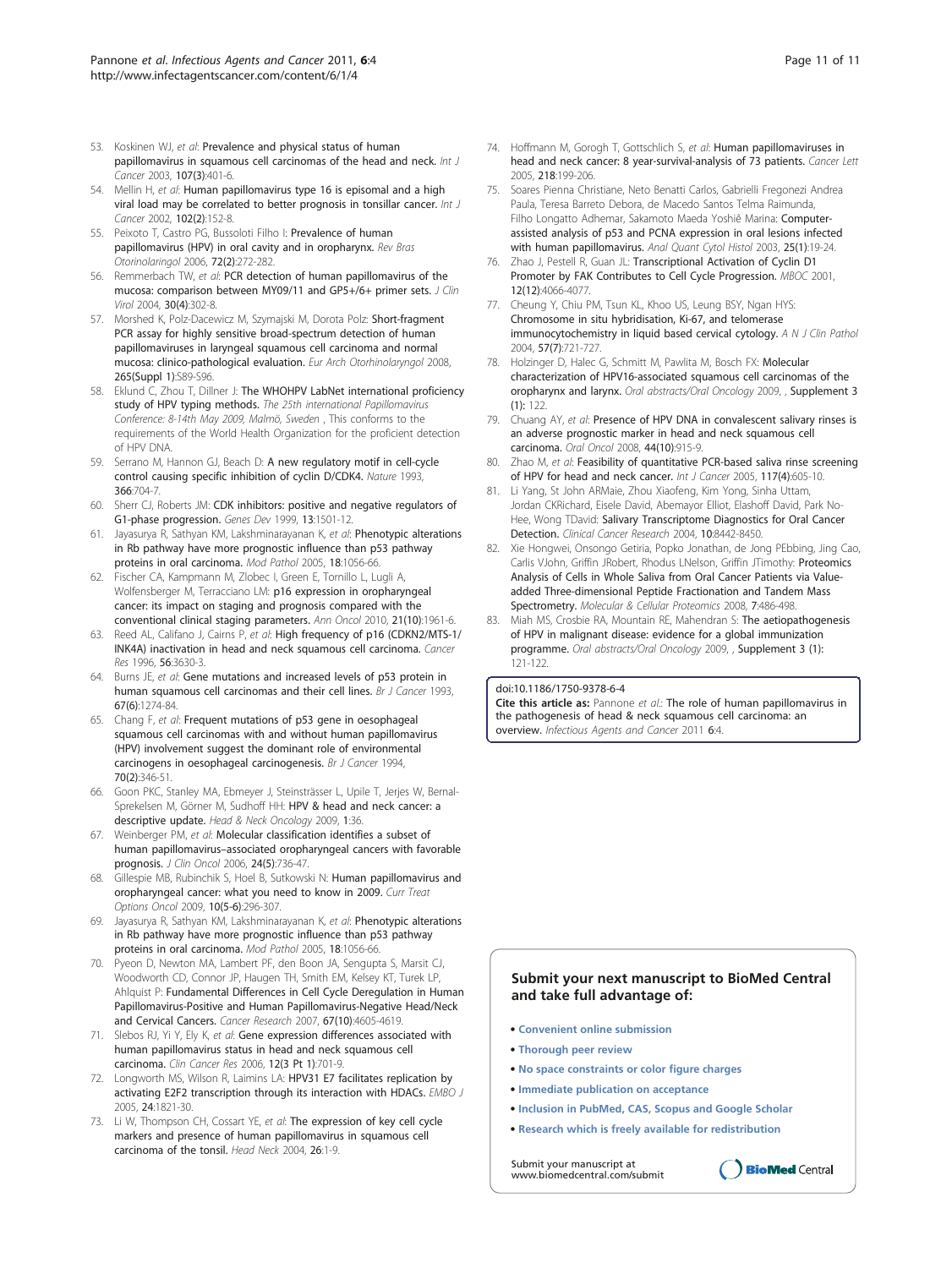53. Koskinen WJ, *et al*: **Prevalence and physical status of human papillomavirus in squamous cell carcinomas of the head and neck.** *Int J Cancer* 2003, **107(3)**:401-6.
54. Mellin H, *et al*: **Human papillomavirus type 16 is episomal and a high viral load may be correlated to better prognosis in tonsillar cancer.** *Int J Cancer* 2002, **102(2)**:152-8.
55. Peixoto T, Castro PG, Bussoloti Filho I: **Prevalence of human papillomavirus (HPV) in oral cavity and in oropharynx.** *Rev Bras Otorinolaringol* 2006, **72(2)**:272-282.
56. Remmerbach TW, *et al*: **PCR detection of human papillomavirus of the mucosa: comparison between MY09/11 and GP5+/6+ primer sets.** *J Clin Virol* 2004, **30(4)**:302-8.
57. Morshed K, Polz-Dacewicz M, Szymajski M, Dorota Polz: **Short-fragment PCR assay for highly sensitive broad-spectrum detection of human papillomaviruses in laryngeal squamous cell carcinoma and normal mucosa: clinico-pathological evaluation.** *Eur Arch Otorhinolaryngol* 2008, **265(Suppl 1)**:S89-S96.
58. Eklund C, Zhou T, Dillner J: **The WHOHPV LabNet international proficiency study of HPV typing methods.** *The 25th international Papillomavirus Conference: 8-14th May 2009, Malmö, Sweden* , This conforms to the requirements of the World Health Organization for the proficient detection of HPV DNA.
59. Serrano M, Hannon GJ, Beach D: **A new regulatory motif in cell-cycle control causing specific inhibition of cyclin D/CDK4.** *Nature* 1993, **366**:704-7.
60. Sherr CJ, Roberts JM: **CDK inhibitors: positive and negative regulators of G1-phase progression.** *Genes Dev* 1999, **13**:1501-12.
61. Jayasurya R, Sathyan KM, Lakshminarayanan K, *et al*: **Phenotypic alterations in Rb pathway have more prognostic influence than p53 pathway proteins in oral carcinoma.** *Mod Pathol* 2005, **18**:1056-66.
62. Fischer CA, Kampmann M, Zlobec I, Green E, Tornillo L, Lugli A, Wolfensberger M, Terracciano LM: **p16 expression in oropharyngeal cancer: its impact on staging and prognosis compared with the conventional clinical staging parameters.** *Ann Oncol* 2010, **21(10)**:1961-6.
63. Reed AL, Califano J, Cairns P, *et al*: **High frequency of p16 (CDKN2/MTS-1/ INK4A) inactivation in head and neck squamous cell carcinoma.** *Cancer Res* 1996, **56**:3630-3.
64. Burns JE, *et al*: **Gene mutations and increased levels of p53 protein in human squamous cell carcinomas and their cell lines.** *Br J Cancer* 1993, **67(6)**:1274-84.
65. Chang F, *et al*: **Frequent mutations of p53 gene in oesophageal squamous cell carcinomas with and without human papillomavirus (HPV) involvement suggest the dominant role of environmental carcinogens in oesophageal carcinogenesis.** *Br J Cancer* 1994, **70(2)**:346-51.
66. Goon PKC, Stanley MA, Ebmeyer J, Steinsträsser L, Upile T, Jerjes W, Bernal-Sprekelsen M, Görner M, Sudhoff HH: **HPV & head and neck cancer: a descriptive update.** *Head & Neck Oncology* 2009, **1**:36.
67. Weinberger PM, *et al*: **Molecular classification identifies a subset of human papillomavirus–associated oropharyngeal cancers with favorable prognosis.** *J Clin Oncol* 2006, **24(5)**:736-47.
68. Gillespie MB, Rubinchik S, Hoel B, Sutkowski N: **Human papillomavirus and oropharyngeal cancer: what you need to know in 2009.** *Curr Treat Options Oncol* 2009, **10(5-6)**:296-307.
69. Jayasurya R, Sathyan KM, Lakshminarayanan K, *et al*: **Phenotypic alterations in Rb pathway have more prognostic influence than p53 pathway proteins in oral carcinoma.** *Mod Pathol* 2005, **18**:1056-66.
70. Pyeon D, Newton MA, Lambert PF, den Boon JA, Sengupta S, Marsit CJ, Woodworth CD, Connor JP, Haugen TH, Smith EM, Kelsey KT, Turek LP, Ahlquist P: **Fundamental Differences in Cell Cycle Deregulation in Human Papillomavirus-Positive and Human Papillomavirus-Negative Head/Neck and Cervical Cancers.** *Cancer Research* 2007, **67(10)**:4605-4619.
71. Slebos RJ, Yi Y, Ely K, *et al*: **Gene expression differences associated with human papillomavirus status in head and neck squamous cell carcinoma.** *Clin Cancer Res* 2006, **12(3 Pt 1)**:701-9.
72. Longworth MS, Wilson R, Laimins LA: **HPV31 E7 facilitates replication by activating E2F2 transcription through its interaction with HDACs.** *EMBO J* 2005, **24**:1821-30.
73. Li W, Thompson CH, Cossart YE, *et al*: **The expression of key cell cycle markers and presence of human papillomavirus in squamous cell carcinoma of the tonsil.** *Head Neck* 2004, **26**:1-9.
74. Hoffmann M, Gorogh T, Gottschlich S, *et al*: **Human papillomaviruses in head and neck cancer: 8 year-survival-analysis of 73 patients.** *Cancer Lett* 2005, **218**:199-206.
75. Soares Pienna Christiane, Neto Benatti Carlos, Gabrielli Fregonezi Andrea Paula, Teresa Barreto Debora, de Macedo Santos Telma Raimunda, Filho Longatto Adhemar, Sakamoto Maeda Yoshiê Marina: **Computer-assisted analysis of p53 and PCNA expression in oral lesions infected with human papillomavirus.** *Anal Quant Cytol Histol* 2003, **25(1)**:19-24.
76. Zhao J, Pestell R, Guan JL: **Transcriptional Activation of Cyclin D1 Promoter by FAK Contributes to Cell Cycle Progression.** *MBOC* 2001, **12(12)**:4066-4077.
77. Cheung Y, Chiu PM, Tsun KL, Khoo US, Leung BSY, Ngan HYS: **Chromosome in situ hybridisation, Ki-67, and telomerase immunocytochemistry in liquid based cervical cytology.** *A N J Clin Pathol* 2004, **57(7)**:721-727.
78. Holzinger D, Halec G, Schmitt M, Pawlita M, Bosch FX: **Molecular characterization of HPV16-associated squamous cell carcinomas of the oropharynx and larynx.** *Oral abstracts/Oral Oncology* 2009, , Supplement 3 (1): 122.
79. Chuang AY, *et al*: **Presence of HPV DNA in convalescent salivary rinses is an adverse prognostic marker in head and neck squamous cell carcinoma.** *Oral Oncol* 2008, **44(10)**:915-9.
80. Zhao M, *et al*: **Feasibility of quantitative PCR-based saliva rinse screening of HPV for head and neck cancer.** *Int J Cancer* 2005, **117(4)**:605-10.
81. Li Yang, St John ARMaie, Zhou Xiaofeng, Kim Yong, Sinha Uttam, Jordan CKRichard, Eisele David, Abemayor Elliot, Elashoff David, Park No-Hee, Wong TDavid: **Salivary Transcriptome Diagnostics for Oral Cancer Detection.** *Clinical Cancer Research* 2004, **10**:8442-8450.
82. Xie Hongwei, Onsongo Getiria, Popko Jonathan, de Jong PEbbing, Jing Cao, Carlis VJohn, Griffin JRobert, Rhodus LNelson, Griffin JTimothy: **Proteomics Analysis of Cells in Whole Saliva from Oral Cancer Patients via Value-added Three-dimensional Peptide Fractionation and Tandem Mass Spectrometry.** *Molecular & Cellular Proteomics* 2008, **7**:486-498.
83. Miah MS, Crosbie RA, Mountain RE, Mahendran S: **The aetiopathogenesis of HPV in malignant disease: evidence for a global immunization programme.** *Oral abstracts/Oral Oncology* 2009, , Supplement 3 (1): 121-122.

doi:10.1186/1750-9378-6-4

**Cite this article as:** Pannone *et al.*: The role of human papillomavirus in the pathogenesis of head & neck squamous cell carcinoma: an overview. *Infectious Agents and Cancer* 2011 **6**:4.

**Submit your next manuscript to BioMed Central and take full advantage of:**

- **Convenient online submission**
- **Thorough peer review**
- **No space constraints or color figure charges**
- **Immediate publication on acceptance**
- **Inclusion in PubMed, CAS, Scopus and Google Scholar**
- **Research which is freely available for redistribution**

Submit your manuscript at www.biomedcentral.com/submit

BioMed Central